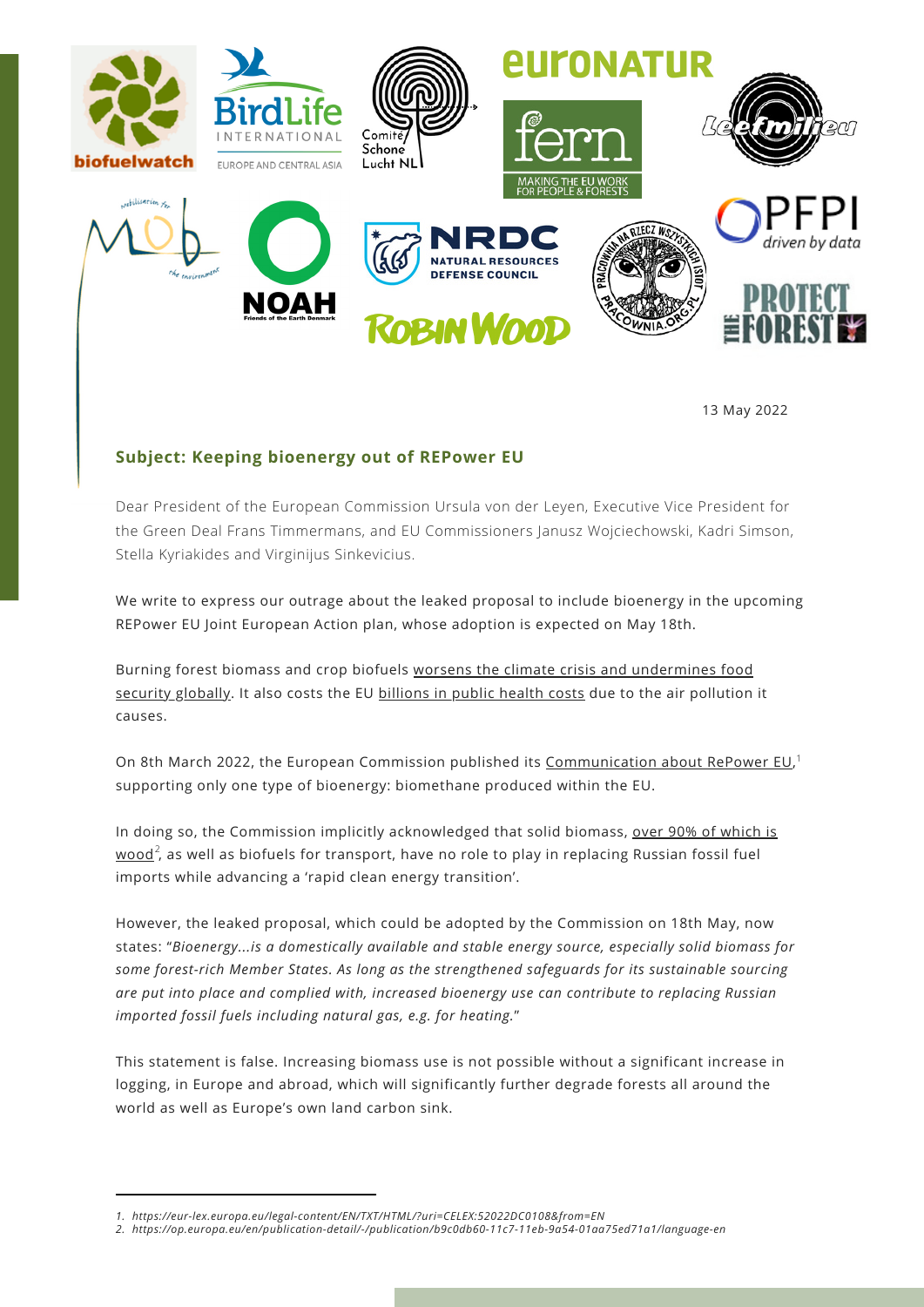13 May 2022

**Subject: Keeping bioenergy out of REPower EU**

Dear President of the European Commission Ursula von der Leyen, Executive Vice President for the Green Deal Frans Timmermans, and EU Commissioners Janusz Wojciechowski, Kadri Simson, Stella Kyriakides and Virginijus Sinkevicius.

We write to express our outrage about the leaked proposal to include bioenergy in the upcoming REPower EU Joint European Action plan, whose adoption is expected on May 18th.

Burning forest biomass and crop biofuels worsens the climate crisis and undermines food security globally. It also costs the EU billions in public health costs due to the air pollution it causes.

On 8th March 2022, the European Commission published its Communication about RePower EU,[1] supporting only one type of bioenergy: biomethane produced within the EU.

In doing so, the Commission implicitly acknowledged that solid biomass, over 90% of which is wood[2], as well as biofuels for transport, have no role to play in replacing Russian fossil fuel imports while advancing a 'rapid clean energy transition'.

However, the leaked proposal, which could be adopted by the Commission on 18th May, now states: "*Bioenergy...is a domestically available and stable energy source, especially solid biomass for some forest-rich Member States. As long as the strengthened safeguards for its sustainable sourcing are put into place and complied with, increased bioenergy use can contribute to replacing Russian imported fossil fuels including natural gas, e.g. for heating.*"

This statement is false. Increasing biomass use is not possible without a significant increase in logging, in Europe and abroad, which will significantly further degrade forests all around the world as well as Europe's own land carbon sink.

1. *https://eur-lex.europa.eu/legal-content/EN/TXT/HTML/?uri=CELEX:52022DC0108&from=EN*
2. *https://op.europa.eu/en/publication-detail/-/publication/b9c0db60-11c7-11eb-9a54-01aa75ed71a1/language-en*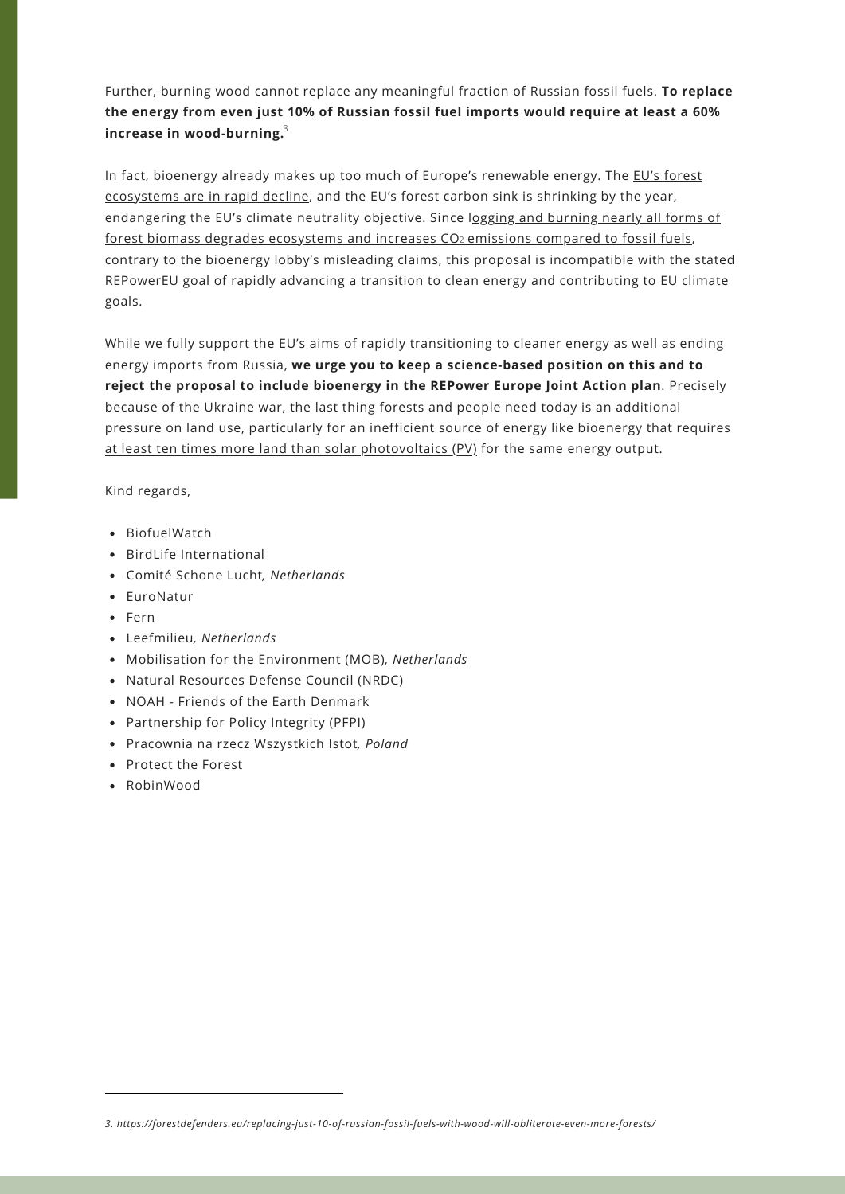Further, burning wood cannot replace any meaningful fraction of Russian fossil fuels. **To replace the energy from even just 10% of Russian fossil fuel imports would require at least a 60% increase in wood-burning.**[3]

In fact, bioenergy already makes up too much of Europe's renewable energy. The EU's forest ecosystems are in rapid decline, and the EU's forest carbon sink is shrinking by the year, endangering the EU's climate neutrality objective. Since logging and burning nearly all forms of forest biomass degrades ecosystems and increases $CO_2$ emissions compared to fossil fuels, contrary to the bioenergy lobby's misleading claims, this proposal is incompatible with the stated REPowerEU goal of rapidly advancing a transition to clean energy and contributing to EU climate goals.

While we fully support the EU's aims of rapidly transitioning to cleaner energy as well as ending energy imports from Russia, **we urge you to keep a science-based position on this and to reject the proposal to include bioenergy in the REPower Europe Joint Action plan**. Precisely because of the Ukraine war, the last thing forests and people need today is an additional pressure on land use, particularly for an inefficient source of energy like bioenergy that requires at least ten times more land than solar photovoltaics (PV) for the same energy output.

Kind regards,

- BiofuelWatch
- BirdLife International
- Comité Schone Lucht*, Netherlands*
- EuroNatur
- Fern
- Leefmilieu*, Netherlands*
- Mobilisation for the Environment (MOB)*, Netherlands*
- Natural Resources Defense Council (NRDC)
- NOAH - Friends of the Earth Denmark
- Partnership for Policy Integrity (PFPI)
- Pracownia na rzecz Wszystkich Istot*, Poland*
- Protect the Forest
- RobinWood

*3. https://forestdefenders.eu/replacing-just-10-of-russian-fossil-fuels-with-wood-will-obliterate-even-more-forests/*